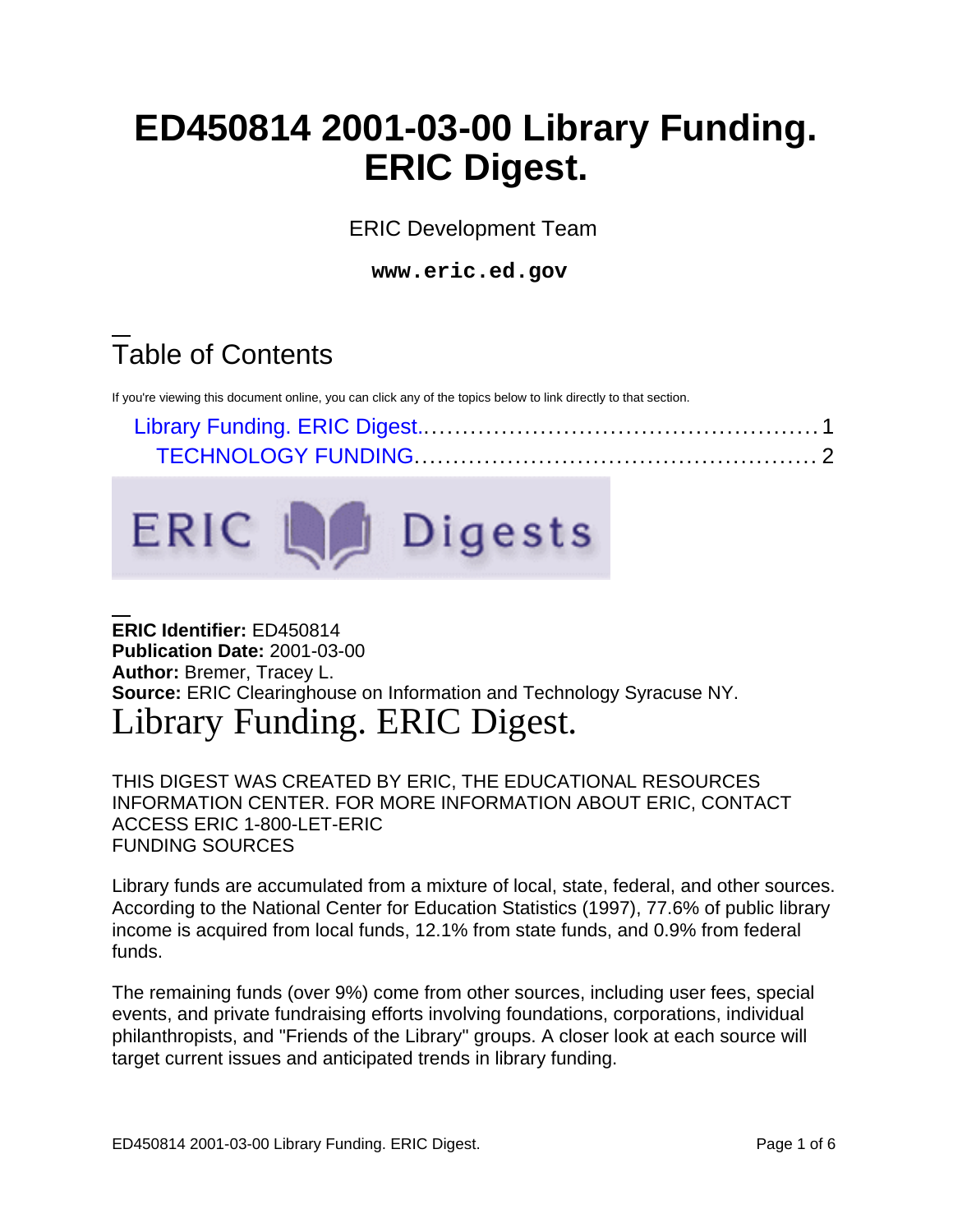# ED450814 2001-03-00 Library Funding. ERIC Digest.

ERIC Development Team

**www.eric.ed.gov**

## Table of Contents

If you're viewing this document online, you can click any of the topics below to link directly to that section.

- Library Funding. ERIC Digest. .......... 1
  - TECHNOLOGY FUNDING .......... 2

**ERIC Identifier:** ED450814
**Publication Date:** 2001-03-00
**Author:** Bremer, Tracey L.
**Source:** ERIC Clearinghouse on Information and Technology Syracuse NY.

# Library Funding. ERIC Digest.

THIS DIGEST WAS CREATED BY ERIC, THE EDUCATIONAL RESOURCES INFORMATION CENTER. FOR MORE INFORMATION ABOUT ERIC, CONTACT ACCESS ERIC 1-800-LET-ERIC
FUNDING SOURCES

Library funds are accumulated from a mixture of local, state, federal, and other sources. According to the National Center for Education Statistics (1997), 77.6% of public library income is acquired from local funds, 12.1% from state funds, and 0.9% from federal funds.

The remaining funds (over 9%) come from other sources, including user fees, special events, and private fundraising efforts involving foundations, corporations, individual philanthropists, and "Friends of the Library" groups. A closer look at each source will target current issues and anticipated trends in library funding.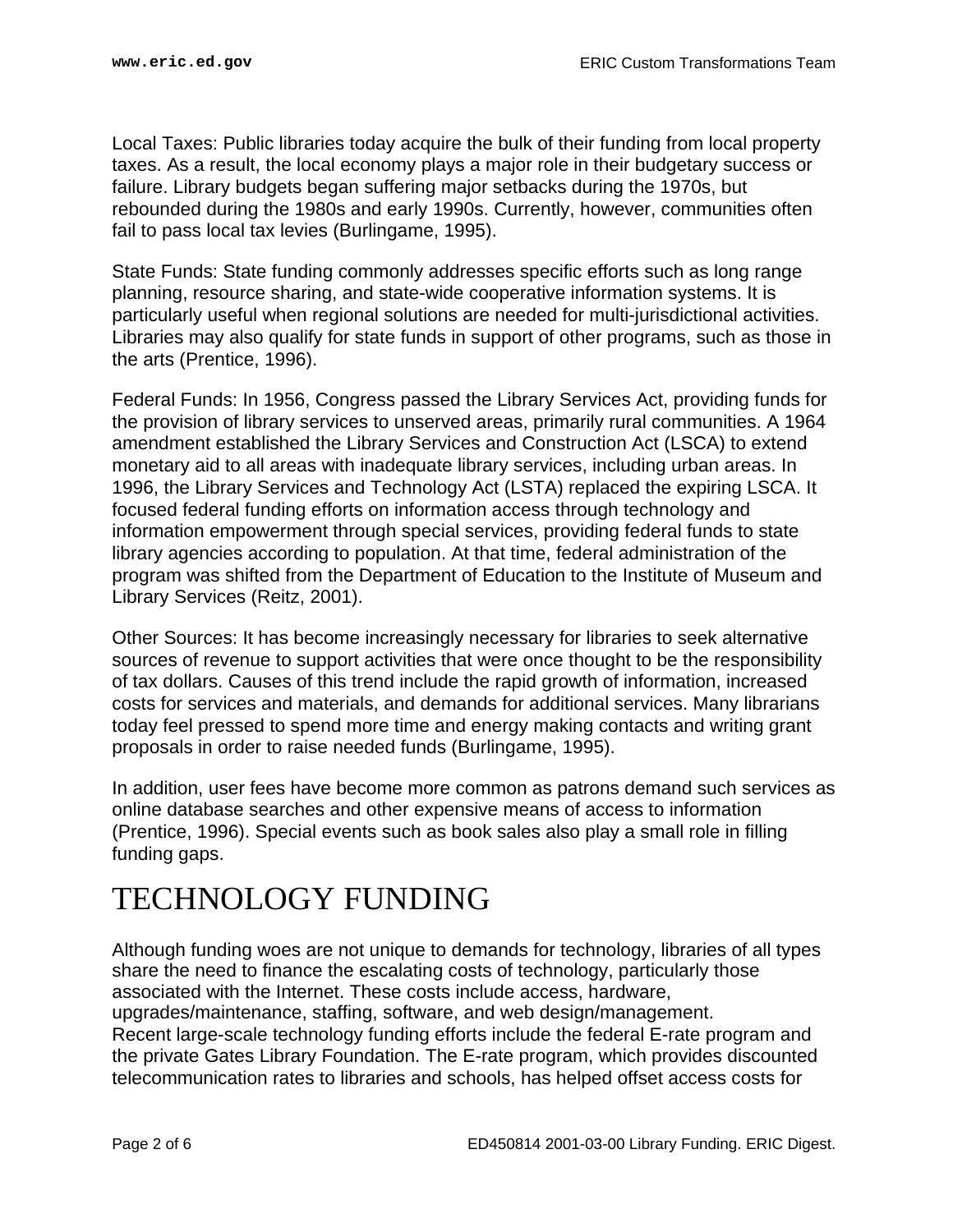Local Taxes: Public libraries today acquire the bulk of their funding from local property taxes. As a result, the local economy plays a major role in their budgetary success or failure. Library budgets began suffering major setbacks during the 1970s, but rebounded during the 1980s and early 1990s. Currently, however, communities often fail to pass local tax levies (Burlingame, 1995).

State Funds: State funding commonly addresses specific efforts such as long range planning, resource sharing, and state-wide cooperative information systems. It is particularly useful when regional solutions are needed for multi-jurisdictional activities. Libraries may also qualify for state funds in support of other programs, such as those in the arts (Prentice, 1996).

Federal Funds: In 1956, Congress passed the Library Services Act, providing funds for the provision of library services to unserved areas, primarily rural communities. A 1964 amendment established the Library Services and Construction Act (LSCA) to extend monetary aid to all areas with inadequate library services, including urban areas. In 1996, the Library Services and Technology Act (LSTA) replaced the expiring LSCA. It focused federal funding efforts on information access through technology and information empowerment through special services, providing federal funds to state library agencies according to population. At that time, federal administration of the program was shifted from the Department of Education to the Institute of Museum and Library Services (Reitz, 2001).

Other Sources: It has become increasingly necessary for libraries to seek alternative sources of revenue to support activities that were once thought to be the responsibility of tax dollars. Causes of this trend include the rapid growth of information, increased costs for services and materials, and demands for additional services. Many librarians today feel pressed to spend more time and energy making contacts and writing grant proposals in order to raise needed funds (Burlingame, 1995).

In addition, user fees have become more common as patrons demand such services as online database searches and other expensive means of access to information (Prentice, 1996). Special events such as book sales also play a small role in filling funding gaps.

# TECHNOLOGY FUNDING

Although funding woes are not unique to demands for technology, libraries of all types share the need to finance the escalating costs of technology, particularly those associated with the Internet. These costs include access, hardware, upgrades/maintenance, staffing, software, and web design/management.
Recent large-scale technology funding efforts include the federal E-rate program and the private Gates Library Foundation. The E-rate program, which provides discounted telecommunication rates to libraries and schools, has helped offset access costs for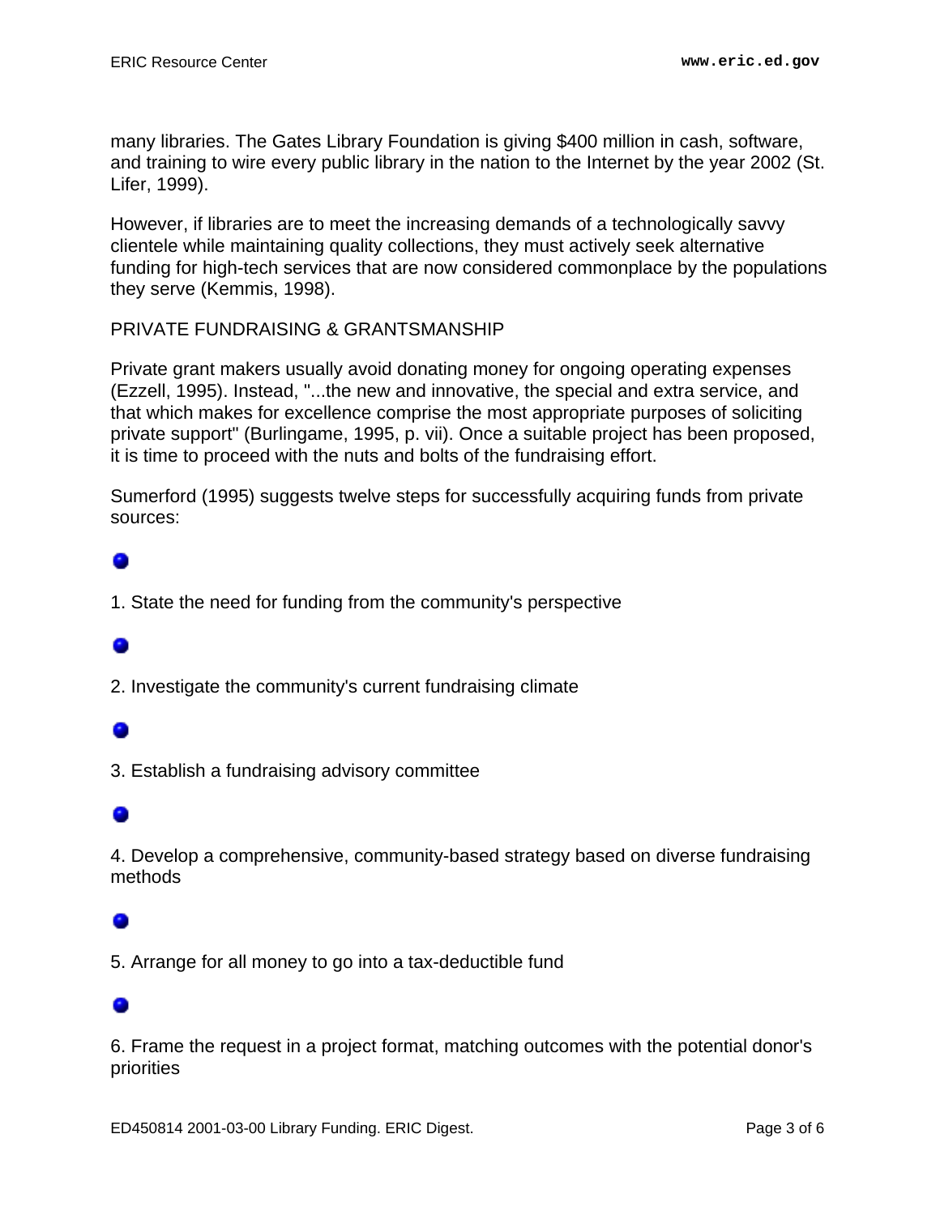many libraries. The Gates Library Foundation is giving $400 million in cash, software, and training to wire every public library in the nation to the Internet by the year 2002 (St. Lifer, 1999).

However, if libraries are to meet the increasing demands of a technologically savvy clientele while maintaining quality collections, they must actively seek alternative funding for high-tech services that are now considered commonplace by the populations they serve (Kemmis, 1998).

## PRIVATE FUNDRAISING & GRANTSMANSHIP

Private grant makers usually avoid donating money for ongoing operating expenses (Ezzell, 1995). Instead, "...the new and innovative, the special and extra service, and that which makes for excellence comprise the most appropriate purposes of soliciting private support" (Burlingame, 1995, p. vii). Once a suitable project has been proposed, it is time to proceed with the nuts and bolts of the fundraising effort.

Sumerford (1995) suggests twelve steps for successfully acquiring funds from private sources:

- 1. State the need for funding from the community's perspective
- 2. Investigate the community's current fundraising climate
- 3. Establish a fundraising advisory committee
- 4. Develop a comprehensive, community-based strategy based on diverse fundraising methods
- 5. Arrange for all money to go into a tax-deductible fund
- 6. Frame the request in a project format, matching outcomes with the potential donor's priorities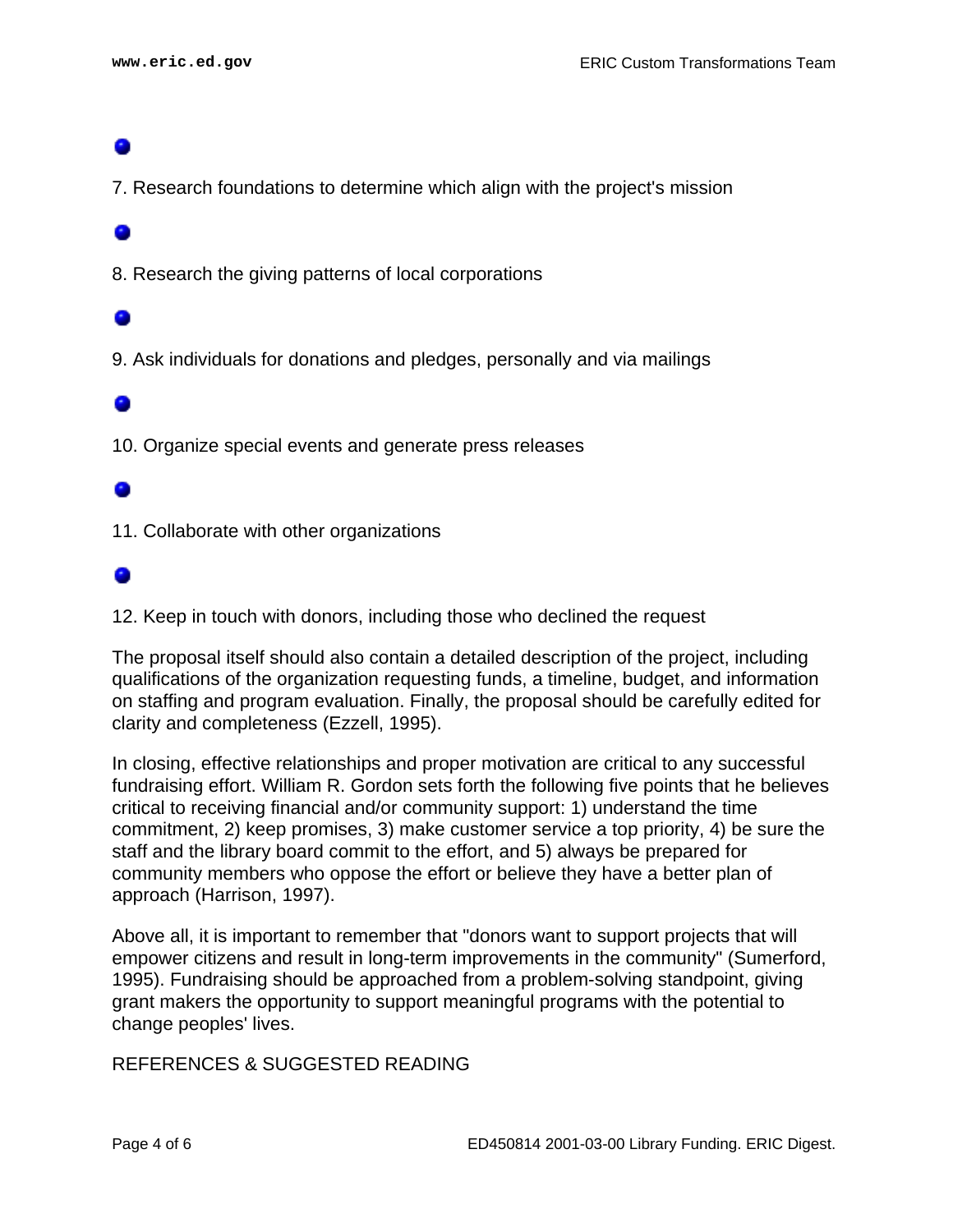7. Research foundations to determine which align with the project's mission

8. Research the giving patterns of local corporations

9. Ask individuals for donations and pledges, personally and via mailings

10. Organize special events and generate press releases

11. Collaborate with other organizations

12. Keep in touch with donors, including those who declined the request

The proposal itself should also contain a detailed description of the project, including qualifications of the organization requesting funds, a timeline, budget, and information on staffing and program evaluation. Finally, the proposal should be carefully edited for clarity and completeness (Ezzell, 1995).

In closing, effective relationships and proper motivation are critical to any successful fundraising effort. William R. Gordon sets forth the following five points that he believes critical to receiving financial and/or community support: 1) understand the time commitment, 2) keep promises, 3) make customer service a top priority, 4) be sure the staff and the library board commit to the effort, and 5) always be prepared for community members who oppose the effort or believe they have a better plan of approach (Harrison, 1997).

Above all, it is important to remember that "donors want to support projects that will empower citizens and result in long-term improvements in the community" (Sumerford, 1995). Fundraising should be approached from a problem-solving standpoint, giving grant makers the opportunity to support meaningful programs with the potential to change peoples' lives.

REFERENCES & SUGGESTED READING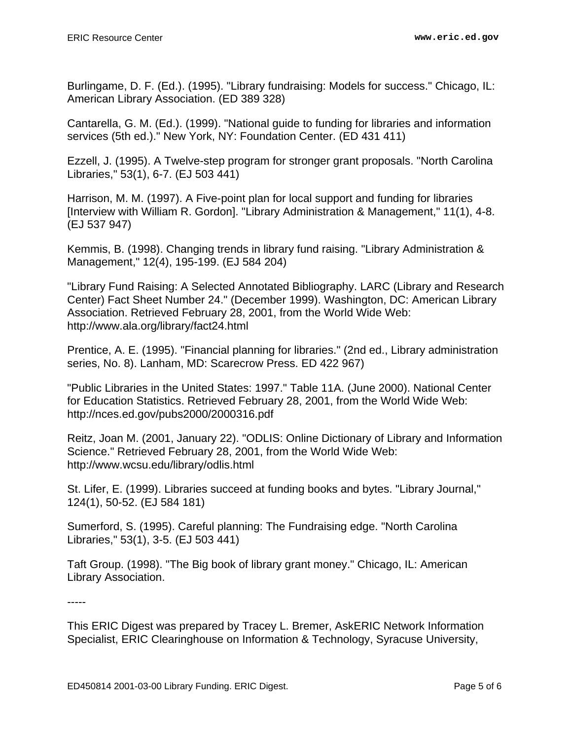Burlingame, D. F. (Ed.). (1995). "Library fundraising: Models for success." Chicago, IL: American Library Association. (ED 389 328)

Cantarella, G. M. (Ed.). (1999). "National guide to funding for libraries and information services (5th ed.)." New York, NY: Foundation Center. (ED 431 411)

Ezzell, J. (1995). A Twelve-step program for stronger grant proposals. "North Carolina Libraries," 53(1), 6-7. (EJ 503 441)

Harrison, M. M. (1997). A Five-point plan for local support and funding for libraries [Interview with William R. Gordon]. "Library Administration & Management," 11(1), 4-8. (EJ 537 947)

Kemmis, B. (1998). Changing trends in library fund raising. "Library Administration & Management," 12(4), 195-199. (EJ 584 204)

"Library Fund Raising: A Selected Annotated Bibliography. LARC (Library and Research Center) Fact Sheet Number 24." (December 1999). Washington, DC: American Library Association. Retrieved February 28, 2001, from the World Wide Web: http://www.ala.org/library/fact24.html

Prentice, A. E. (1995). "Financial planning for libraries." (2nd ed., Library administration series, No. 8). Lanham, MD: Scarecrow Press. ED 422 967)

"Public Libraries in the United States: 1997." Table 11A. (June 2000). National Center for Education Statistics. Retrieved February 28, 2001, from the World Wide Web: http://nces.ed.gov/pubs2000/2000316.pdf

Reitz, Joan M. (2001, January 22). "ODLIS: Online Dictionary of Library and Information Science." Retrieved February 28, 2001, from the World Wide Web: http://www.wcsu.edu/library/odlis.html

St. Lifer, E. (1999). Libraries succeed at funding books and bytes. "Library Journal," 124(1), 50-52. (EJ 584 181)

Sumerford, S. (1995). Careful planning: The Fundraising edge. "North Carolina Libraries," 53(1), 3-5. (EJ 503 441)

Taft Group. (1998). "The Big book of library grant money." Chicago, IL: American Library Association.

-----

This ERIC Digest was prepared by Tracey L. Bremer, AskERIC Network Information Specialist, ERIC Clearinghouse on Information & Technology, Syracuse University,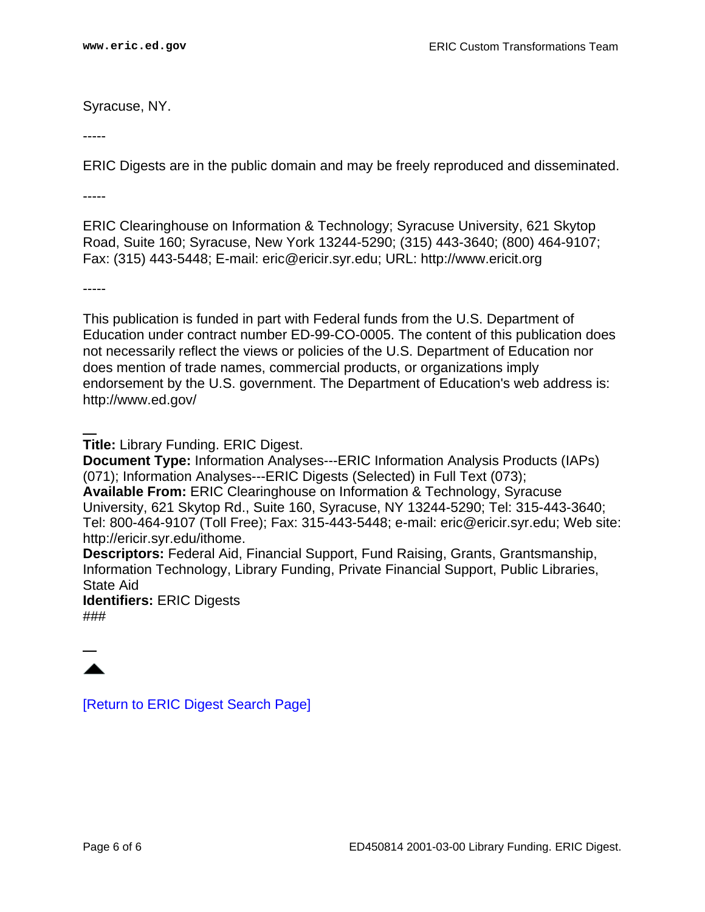Syracuse, NY.

-----

ERIC Digests are in the public domain and may be freely reproduced and disseminated.

-----

ERIC Clearinghouse on Information & Technology; Syracuse University, 621 Skytop Road, Suite 160; Syracuse, New York 13244-5290; (315) 443-3640; (800) 464-9107; Fax: (315) 443-5448; E-mail: eric@ericir.syr.edu; URL: http://www.ericit.org

-----

This publication is funded in part with Federal funds from the U.S. Department of Education under contract number ED-99-CO-0005. The content of this publication does not necessarily reflect the views or policies of the U.S. Department of Education nor does mention of trade names, commercial products, or organizations imply endorsement by the U.S. government. The Department of Education's web address is: http://www.ed.gov/

---

**Title:** Library Funding. ERIC Digest.
**Document Type:** Information Analyses---ERIC Information Analysis Products (IAPs) (071); Information Analyses---ERIC Digests (Selected) in Full Text (073);
**Available From:** ERIC Clearinghouse on Information & Technology, Syracuse University, 621 Skytop Rd., Suite 160, Syracuse, NY 13244-5290; Tel: 315-443-3640; Tel: 800-464-9107 (Toll Free); Fax: 315-443-5448; e-mail: eric@ericir.syr.edu; Web site: http://ericir.syr.edu/ithome.
**Descriptors:** Federal Aid, Financial Support, Fund Raising, Grants, Grantsmanship, Information Technology, Library Funding, Private Financial Support, Public Libraries, State Aid
**Identifiers:** ERIC Digests
###

---

[Return to ERIC Digest Search Page]